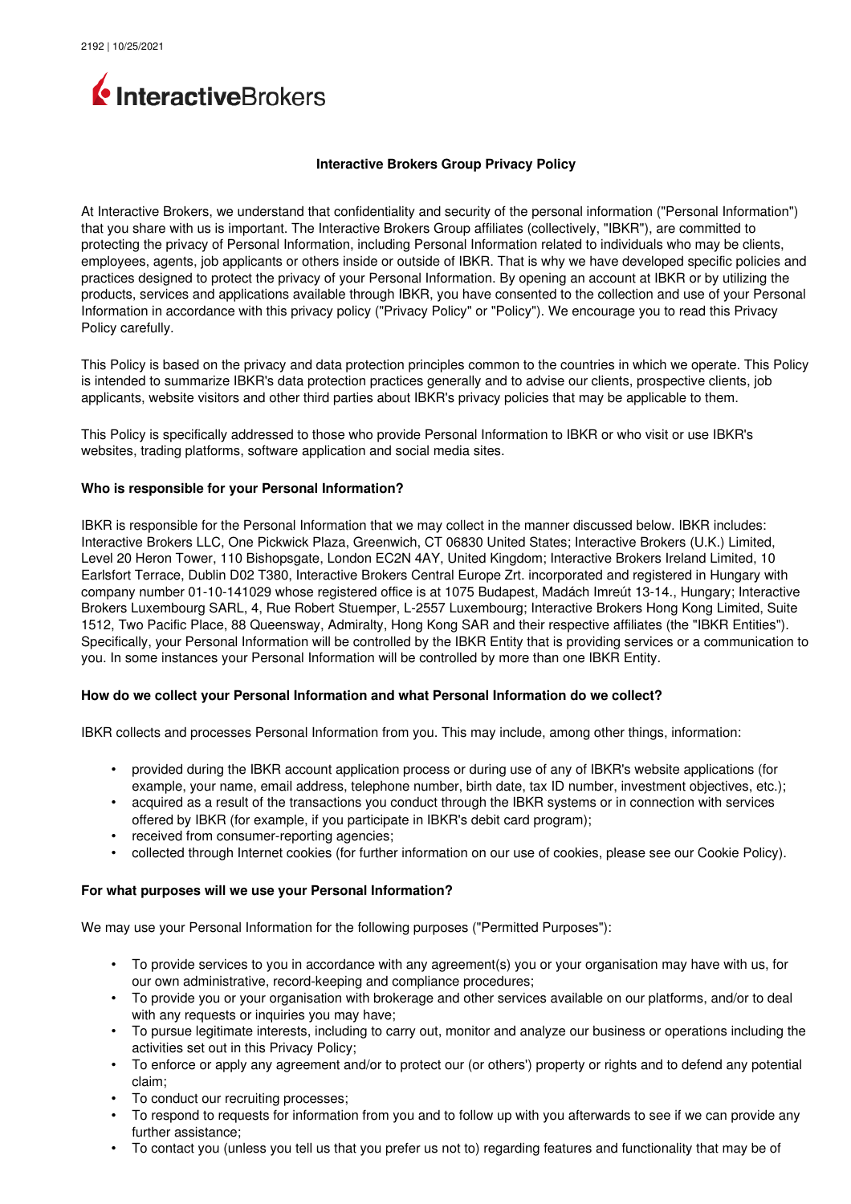InteractiveBrokers

# Interactive Brokers Group Privacy Policy

At Interactive Brokers, we understand that confidentiality and security of the personal information ("Personal Information") that you share with us is important. The Interactive Brokers Group affiliates (collectively, "IBKR"), are committed to protecting the privacy of Personal Information, including Personal Information related to individuals who may be clients, employees, agents, job applicants or others inside or outside of IBKR. That is why we have developed specific policies and practices designed to protect the privacy of your Personal Information. By opening an account at IBKR or by utilizing the products, services and applications available through IBKR, you have consented to the collection and use of your Personal Information in accordance with this privacy policy ("Privacy Policy" or "Policy"). We encourage you to read this Privacy Policy carefully.

This Policy is based on the privacy and data protection principles common to the countries in which we operate. This Policy is intended to summarize IBKR's data protection practices generally and to advise our clients, prospective clients, job applicants, website visitors and other third parties about IBKR's privacy policies that may be applicable to them.

This Policy is specifically addressed to those who provide Personal Information to IBKR or who visit or use IBKR's websites, trading platforms, software application and social media sites.

## Who is responsible for your Personal Information?

IBKR is responsible for the Personal Information that we may collect in the manner discussed below. IBKR includes: Interactive Brokers LLC, One Pickwick Plaza, Greenwich, CT 06830 United States; Interactive Brokers (U.K.) Limited, Level 20 Heron Tower, 110 Bishopsgate, London EC2N 4AY, United Kingdom; Interactive Brokers Ireland Limited, 10 Earlsfort Terrace, Dublin D02 T380, Interactive Brokers Central Europe Zrt. incorporated and registered in Hungary with company number 01-10-141029 whose registered office is at 1075 Budapest, Madách Imreút 13-14., Hungary; Interactive Brokers Luxembourg SARL, 4, Rue Robert Stuemper, L-2557 Luxembourg; Interactive Brokers Hong Kong Limited, Suite 1512, Two Pacific Place, 88 Queensway, Admiralty, Hong Kong SAR and their respective affiliates (the "IBKR Entities"). Specifically, your Personal Information will be controlled by the IBKR Entity that is providing services or a communication to you. In some instances your Personal Information will be controlled by more than one IBKR Entity.

## How do we collect your Personal Information and what Personal Information do we collect?

IBKR collects and processes Personal Information from you. This may include, among other things, information:

- provided during the IBKR account application process or during use of any of IBKR's website applications (for example, your name, email address, telephone number, birth date, tax ID number, investment objectives, etc.);
- acquired as a result of the transactions you conduct through the IBKR systems or in connection with services offered by IBKR (for example, if you participate in IBKR's debit card program);
- received from consumer-reporting agencies;
- collected through Internet cookies (for further information on our use of cookies, please see our Cookie Policy).

## For what purposes will we use your Personal Information?

We may use your Personal Information for the following purposes ("Permitted Purposes"):

- To provide services to you in accordance with any agreement(s) you or your organisation may have with us, for our own administrative, record-keeping and compliance procedures;
- To provide you or your organisation with brokerage and other services available on our platforms, and/or to deal with any requests or inquiries you may have;
- To pursue legitimate interests, including to carry out, monitor and analyze our business or operations including the activities set out in this Privacy Policy;
- To enforce or apply any agreement and/or to protect our (or others') property or rights and to defend any potential claim;
- To conduct our recruiting processes;
- To respond to requests for information from you and to follow up with you afterwards to see if we can provide any further assistance;
- To contact you (unless you tell us that you prefer us not to) regarding features and functionality that may be of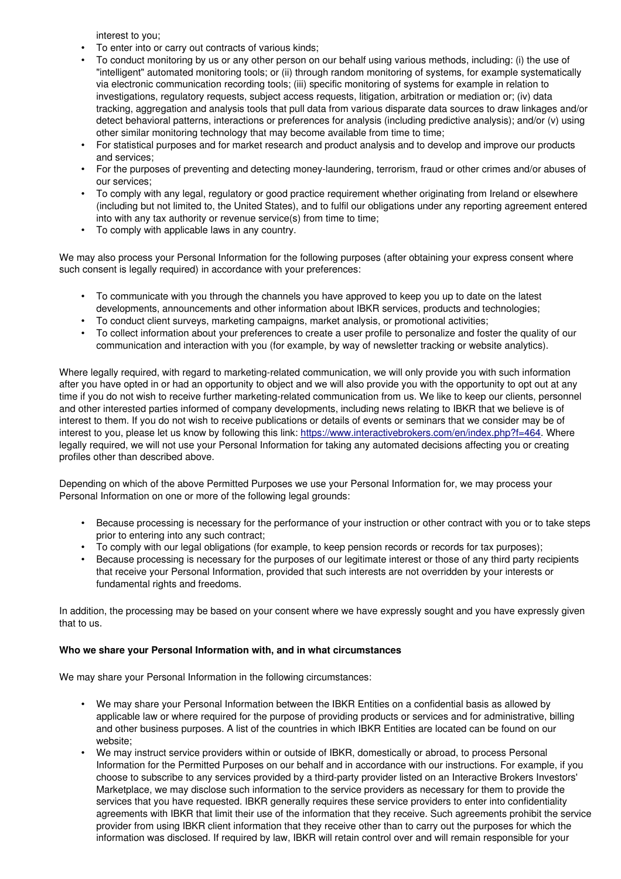interest to you;

- To enter into or carry out contracts of various kinds;
- To conduct monitoring by us or any other person on our behalf using various methods, including: (i) the use of "intelligent" automated monitoring tools; or (ii) through random monitoring of systems, for example systematically via electronic communication recording tools; (iii) specific monitoring of systems for example in relation to investigations, regulatory requests, subject access requests, litigation, arbitration or mediation or; (iv) data tracking, aggregation and analysis tools that pull data from various disparate data sources to draw linkages and/or detect behavioral patterns, interactions or preferences for analysis (including predictive analysis); and/or (v) using other similar monitoring technology that may become available from time to time;
- For statistical purposes and for market research and product analysis and to develop and improve our products and services;
- For the purposes of preventing and detecting money-laundering, terrorism, fraud or other crimes and/or abuses of our services;
- To comply with any legal, regulatory or good practice requirement whether originating from Ireland or elsewhere (including but not limited to, the United States), and to fulfil our obligations under any reporting agreement entered into with any tax authority or revenue service(s) from time to time;
- To comply with applicable laws in any country.

We may also process your Personal Information for the following purposes (after obtaining your express consent where such consent is legally required) in accordance with your preferences:

- To communicate with you through the channels you have approved to keep you up to date on the latest developments, announcements and other information about IBKR services, products and technologies;
- To conduct client surveys, marketing campaigns, market analysis, or promotional activities;
- To collect information about your preferences to create a user profile to personalize and foster the quality of our communication and interaction with you (for example, by way of newsletter tracking or website analytics).

Where legally required, with regard to marketing-related communication, we will only provide you with such information after you have opted in or had an opportunity to object and we will also provide you with the opportunity to opt out at any time if you do not wish to receive further marketing-related communication from us. We like to keep our clients, personnel and other interested parties informed of company developments, including news relating to IBKR that we believe is of interest to them. If you do not wish to receive publications or details of events or seminars that we consider may be of interest to you, please let us know by following this link: https://www.interactivebrokers.com/en/index.php?f=464. Where legally required, we will not use your Personal Information for taking any automated decisions affecting you or creating profiles other than described above.

Depending on which of the above Permitted Purposes we use your Personal Information for, we may process your Personal Information on one or more of the following legal grounds:

- Because processing is necessary for the performance of your instruction or other contract with you or to take steps prior to entering into any such contract;
- To comply with our legal obligations (for example, to keep pension records or records for tax purposes);
- Because processing is necessary for the purposes of our legitimate interest or those of any third party recipients that receive your Personal Information, provided that such interests are not overridden by your interests or fundamental rights and freedoms.

In addition, the processing may be based on your consent where we have expressly sought and you have expressly given that to us.

**Who we share your Personal Information with, and in what circumstances**

We may share your Personal Information in the following circumstances:

- We may share your Personal Information between the IBKR Entities on a confidential basis as allowed by applicable law or where required for the purpose of providing products or services and for administrative, billing and other business purposes. A list of the countries in which IBKR Entities are located can be found on our website;
- We may instruct service providers within or outside of IBKR, domestically or abroad, to process Personal Information for the Permitted Purposes on our behalf and in accordance with our instructions. For example, if you choose to subscribe to any services provided by a third-party provider listed on an Interactive Brokers Investors' Marketplace, we may disclose such information to the service providers as necessary for them to provide the services that you have requested. IBKR generally requires these service providers to enter into confidentiality agreements with IBKR that limit their use of the information that they receive. Such agreements prohibit the service provider from using IBKR client information that they receive other than to carry out the purposes for which the information was disclosed. If required by law, IBKR will retain control over and will remain responsible for your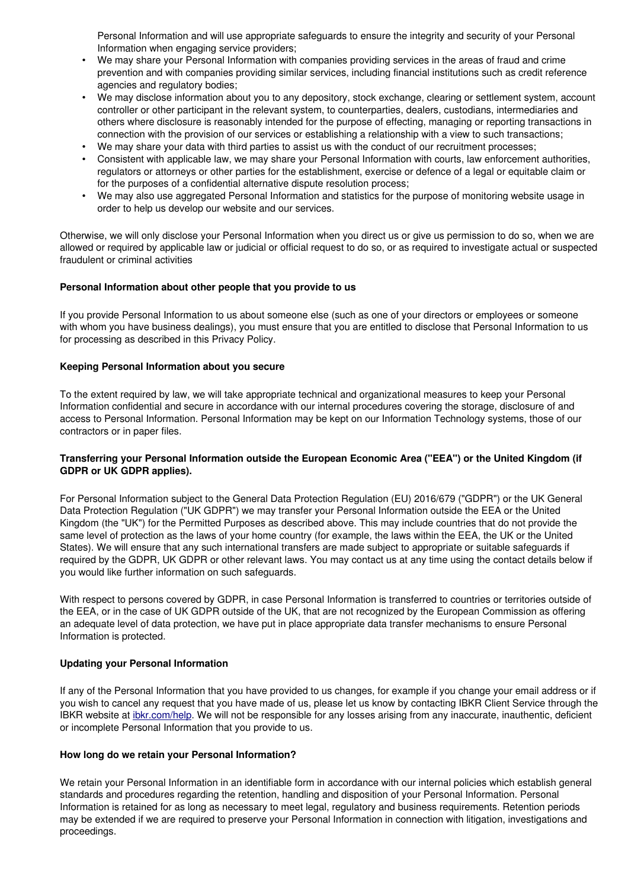Personal Information and will use appropriate safeguards to ensure the integrity and security of your Personal Information when engaging service providers;

- We may share your Personal Information with companies providing services in the areas of fraud and crime prevention and with companies providing similar services, including financial institutions such as credit reference agencies and regulatory bodies;
- We may disclose information about you to any depository, stock exchange, clearing or settlement system, account controller or other participant in the relevant system, to counterparties, dealers, custodians, intermediaries and others where disclosure is reasonably intended for the purpose of effecting, managing or reporting transactions in connection with the provision of our services or establishing a relationship with a view to such transactions;
- We may share your data with third parties to assist us with the conduct of our recruitment processes;
- Consistent with applicable law, we may share your Personal Information with courts, law enforcement authorities, regulators or attorneys or other parties for the establishment, exercise or defence of a legal or equitable claim or for the purposes of a confidential alternative dispute resolution process;
- We may also use aggregated Personal Information and statistics for the purpose of monitoring website usage in order to help us develop our website and our services.

Otherwise, we will only disclose your Personal Information when you direct us or give us permission to do so, when we are allowed or required by applicable law or judicial or official request to do so, or as required to investigate actual or suspected fraudulent or criminal activities

**Personal Information about other people that you provide to us**

If you provide Personal Information to us about someone else (such as one of your directors or employees or someone with whom you have business dealings), you must ensure that you are entitled to disclose that Personal Information to us for processing as described in this Privacy Policy.

**Keeping Personal Information about you secure**

To the extent required by law, we will take appropriate technical and organizational measures to keep your Personal Information confidential and secure in accordance with our internal procedures covering the storage, disclosure of and access to Personal Information. Personal Information may be kept on our Information Technology systems, those of our contractors or in paper files.

**Transferring your Personal Information outside the European Economic Area ("EEA") or the United Kingdom (if GDPR or UK GDPR applies).**

For Personal Information subject to the General Data Protection Regulation (EU) 2016/679 ("GDPR") or the UK General Data Protection Regulation ("UK GDPR") we may transfer your Personal Information outside the EEA or the United Kingdom (the "UK") for the Permitted Purposes as described above. This may include countries that do not provide the same level of protection as the laws of your home country (for example, the laws within the EEA, the UK or the United States). We will ensure that any such international transfers are made subject to appropriate or suitable safeguards if required by the GDPR, UK GDPR or other relevant laws. You may contact us at any time using the contact details below if you would like further information on such safeguards.

With respect to persons covered by GDPR, in case Personal Information is transferred to countries or territories outside of the EEA, or in the case of UK GDPR outside of the UK, that are not recognized by the European Commission as offering an adequate level of data protection, we have put in place appropriate data transfer mechanisms to ensure Personal Information is protected.

**Updating your Personal Information**

If any of the Personal Information that you have provided to us changes, for example if you change your email address or if you wish to cancel any request that you have made of us, please let us know by contacting IBKR Client Service through the IBKR website at [ibkr.com/help](ibkr.com/help). We will not be responsible for any losses arising from any inaccurate, inauthentic, deficient or incomplete Personal Information that you provide to us.

**How long do we retain your Personal Information?**

We retain your Personal Information in an identifiable form in accordance with our internal policies which establish general standards and procedures regarding the retention, handling and disposition of your Personal Information. Personal Information is retained for as long as necessary to meet legal, regulatory and business requirements. Retention periods may be extended if we are required to preserve your Personal Information in connection with litigation, investigations and proceedings.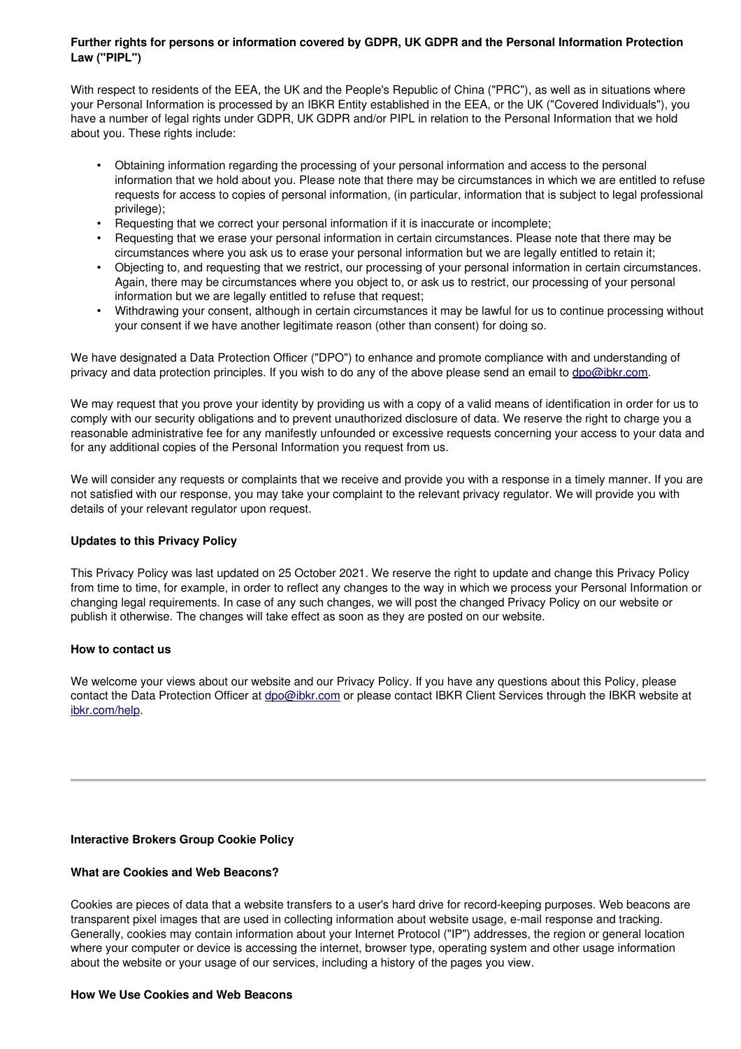**Further rights for persons or information covered by GDPR, UK GDPR and the Personal Information Protection Law ("PIPL")**

With respect to residents of the EEA, the UK and the People's Republic of China ("PRC"), as well as in situations where your Personal Information is processed by an IBKR Entity established in the EEA, or the UK ("Covered Individuals"), you have a number of legal rights under GDPR, UK GDPR and/or PIPL in relation to the Personal Information that we hold about you. These rights include:

- Obtaining information regarding the processing of your personal information and access to the personal information that we hold about you. Please note that there may be circumstances in which we are entitled to refuse requests for access to copies of personal information, (in particular, information that is subject to legal professional privilege);
- Requesting that we correct your personal information if it is inaccurate or incomplete;
- Requesting that we erase your personal information in certain circumstances. Please note that there may be circumstances where you ask us to erase your personal information but we are legally entitled to retain it;
- Objecting to, and requesting that we restrict, our processing of your personal information in certain circumstances. Again, there may be circumstances where you object to, or ask us to restrict, our processing of your personal information but we are legally entitled to refuse that request;
- Withdrawing your consent, although in certain circumstances it may be lawful for us to continue processing without your consent if we have another legitimate reason (other than consent) for doing so.

We have designated a Data Protection Officer ("DPO") to enhance and promote compliance with and understanding of privacy and data protection principles. If you wish to do any of the above please send an email to dpo@ibkr.com.

We may request that you prove your identity by providing us with a copy of a valid means of identification in order for us to comply with our security obligations and to prevent unauthorized disclosure of data. We reserve the right to charge you a reasonable administrative fee for any manifestly unfounded or excessive requests concerning your access to your data and for any additional copies of the Personal Information you request from us.

We will consider any requests or complaints that we receive and provide you with a response in a timely manner. If you are not satisfied with our response, you may take your complaint to the relevant privacy regulator. We will provide you with details of your relevant regulator upon request.

**Updates to this Privacy Policy**

This Privacy Policy was last updated on 25 October 2021. We reserve the right to update and change this Privacy Policy from time to time, for example, in order to reflect any changes to the way in which we process your Personal Information or changing legal requirements. In case of any such changes, we will post the changed Privacy Policy on our website or publish it otherwise. The changes will take effect as soon as they are posted on our website.

**How to contact us**

We welcome your views about our website and our Privacy Policy. If you have any questions about this Policy, please contact the Data Protection Officer at dpo@ibkr.com or please contact IBKR Client Services through the IBKR website at ibkr.com/help.

---

**Interactive Brokers Group Cookie Policy**

**What are Cookies and Web Beacons?**

Cookies are pieces of data that a website transfers to a user's hard drive for record-keeping purposes. Web beacons are transparent pixel images that are used in collecting information about website usage, e-mail response and tracking. Generally, cookies may contain information about your Internet Protocol ("IP") addresses, the region or general location where your computer or device is accessing the internet, browser type, operating system and other usage information about the website or your usage of our services, including a history of the pages you view.

**How We Use Cookies and Web Beacons**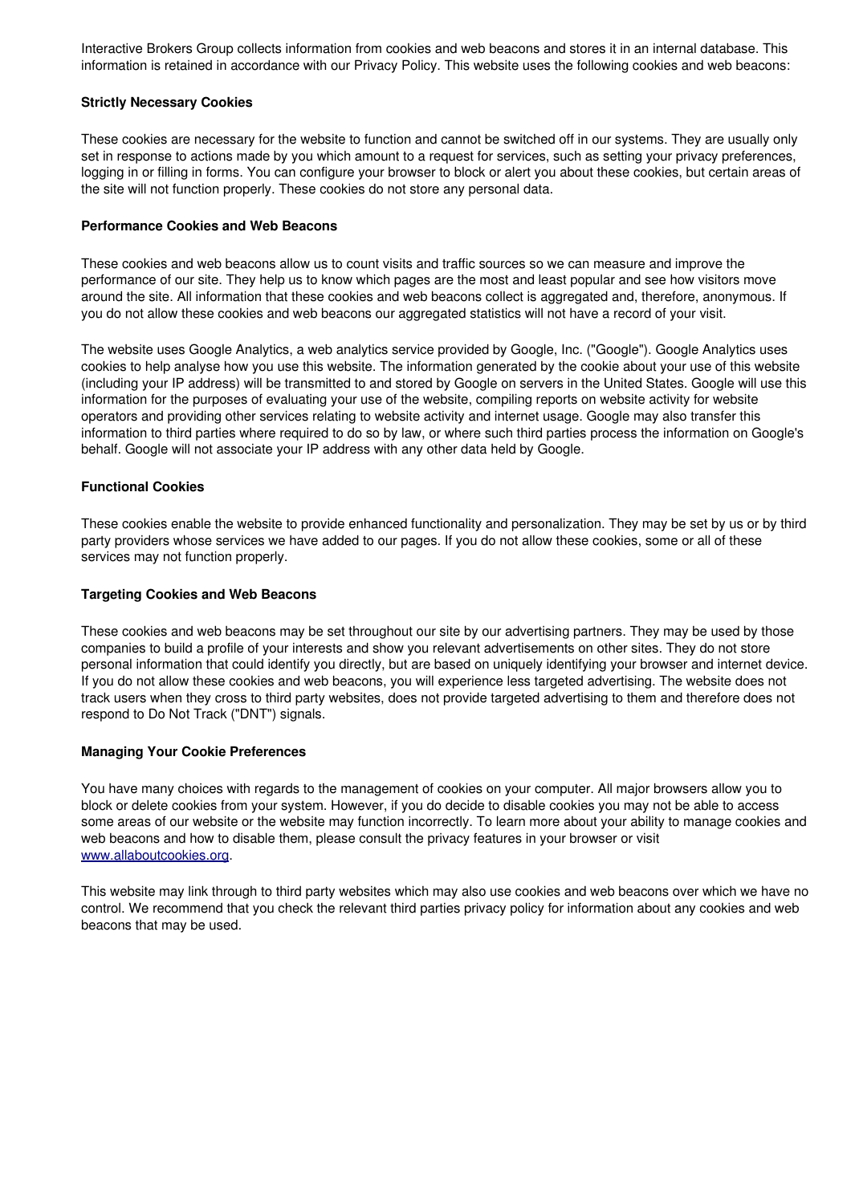Interactive Brokers Group collects information from cookies and web beacons and stores it in an internal database. This information is retained in accordance with our Privacy Policy. This website uses the following cookies and web beacons:

**Strictly Necessary Cookies**

These cookies are necessary for the website to function and cannot be switched off in our systems. They are usually only set in response to actions made by you which amount to a request for services, such as setting your privacy preferences, logging in or filling in forms. You can configure your browser to block or alert you about these cookies, but certain areas of the site will not function properly. These cookies do not store any personal data.

**Performance Cookies and Web Beacons**

These cookies and web beacons allow us to count visits and traffic sources so we can measure and improve the performance of our site. They help us to know which pages are the most and least popular and see how visitors move around the site. All information that these cookies and web beacons collect is aggregated and, therefore, anonymous. If you do not allow these cookies and web beacons our aggregated statistics will not have a record of your visit.

The website uses Google Analytics, a web analytics service provided by Google, Inc. ("Google"). Google Analytics uses cookies to help analyse how you use this website. The information generated by the cookie about your use of this website (including your IP address) will be transmitted to and stored by Google on servers in the United States. Google will use this information for the purposes of evaluating your use of the website, compiling reports on website activity for website operators and providing other services relating to website activity and internet usage. Google may also transfer this information to third parties where required to do so by law, or where such third parties process the information on Google's behalf. Google will not associate your IP address with any other data held by Google.

**Functional Cookies**

These cookies enable the website to provide enhanced functionality and personalization. They may be set by us or by third party providers whose services we have added to our pages. If you do not allow these cookies, some or all of these services may not function properly.

**Targeting Cookies and Web Beacons**

These cookies and web beacons may be set throughout our site by our advertising partners. They may be used by those companies to build a profile of your interests and show you relevant advertisements on other sites. They do not store personal information that could identify you directly, but are based on uniquely identifying your browser and internet device. If you do not allow these cookies and web beacons, you will experience less targeted advertising. The website does not track users when they cross to third party websites, does not provide targeted advertising to them and therefore does not respond to Do Not Track ("DNT") signals.

**Managing Your Cookie Preferences**

You have many choices with regards to the management of cookies on your computer. All major browsers allow you to block or delete cookies from your system. However, if you do decide to disable cookies you may not be able to access some areas of our website or the website may function incorrectly. To learn more about your ability to manage cookies and web beacons and how to disable them, please consult the privacy features in your browser or visit [www.allaboutcookies.org](http://www.allaboutcookies.org).

This website may link through to third party websites which may also use cookies and web beacons over which we have no control. We recommend that you check the relevant third parties privacy policy for information about any cookies and web beacons that may be used.